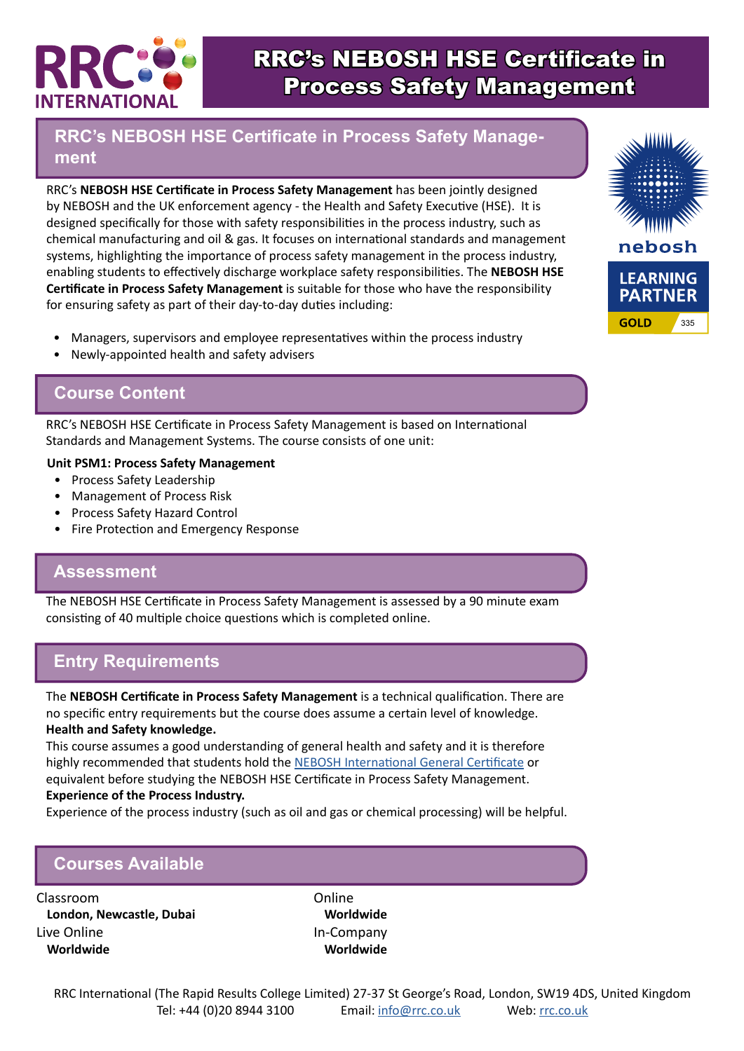# RRC's NEBOSH HSE Certificate in Process Safety Management

## RRC's NEBOSH HSE Certificate in Process Safety Management

RRC's **NEBOSH HSE Certificate in Process Safety Management** has been jointly designed by NEBOSH and the UK enforcement agency - the Health and Safety Executive (HSE). It is designed specifically for those with safety responsibilities in the process industry, such as chemical manufacturing and oil & gas. It focuses on international standards and management systems, highlighting the importance of process safety management in the process industry, enabling students to effectively discharge workplace safety responsibilities. The **NEBOSH HSE Certificate in Process Safety Management** is suitable for those who have the responsibility for ensuring safety as part of their day-to-day duties including:

- Managers, supervisors and employee representatives within the process industry
- Newly-appointed health and safety advisers

## Course Content

RRC's NEBOSH HSE Certificate in Process Safety Management is based on International Standards and Management Systems. The course consists of one unit:

**Unit PSM1: Process Safety Management**

- Process Safety Leadership
- Management of Process Risk
- Process Safety Hazard Control
- Fire Protection and Emergency Response

## Assessment

The NEBOSH HSE Certificate in Process Safety Management is assessed by a 90 minute exam consisting of 40 multiple choice questions which is completed online.

## Entry Requirements

The **NEBOSH Certificate in Process Safety Management** is a technical qualification. There are no specific entry requirements but the course does assume a certain level of knowledge.

**Health and Safety knowledge.**

This course assumes a good understanding of general health and safety and it is therefore highly recommended that students hold the NEBOSH International General Certificate or equivalent before studying the NEBOSH HSE Certificate in Process Safety Management.

**Experience of the Process Industry.**

Experience of the process industry (such as oil and gas or chemical processing) will be helpful.

## Courses Available

Classroom
**London, Newcastle, Dubai**

Live Online
**Worldwide**

Online
**Worldwide**

In-Company
**Worldwide**

RRC International (The Rapid Results College Limited) 27-37 St George's Road, London, SW19 4DS, United Kingdom
Tel: +44 (0)20 8944 3100 Email: info@rrc.co.uk Web: rrc.co.uk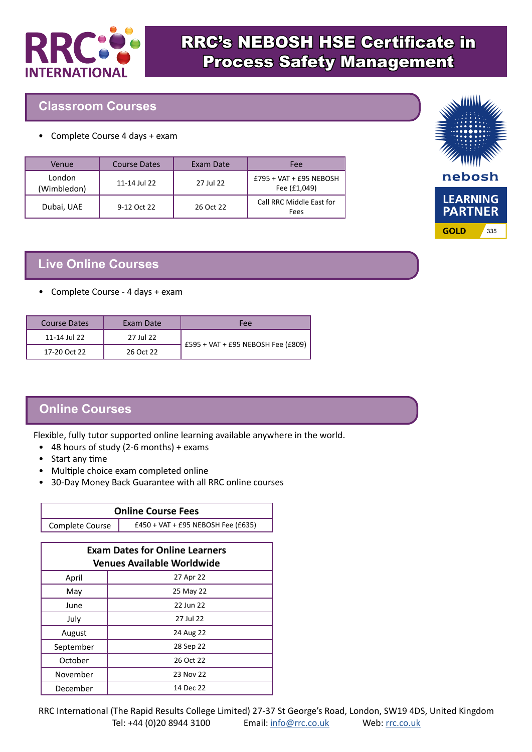# RRC's NEBOSH HSE Certificate in Process Safety Management

## Classroom Courses

- Complete Course 4 days + exam

| Venue | Course Dates | Exam Date | Fee |
|---|---|---|---|
| London (Wimbledon) | 11-14 Jul 22 | 27 Jul 22 | £795 + VAT + £95 NEBOSH Fee (£1,049) |
| Dubai, UAE | 9-12 Oct 22 | 26 Oct 22 | Call RRC Middle East for Fees |

nebosh LEARNING PARTNER GOLD 335

## Live Online Courses

- Complete Course - 4 days + exam

| Course Dates | Exam Date | Fee |
|---|---|---|
| 11-14 Jul 22 | 27 Jul 22 | £595 + VAT + £95 NEBOSH Fee (£809) |
| 17-20 Oct 22 | 26 Oct 22 | |

## Online Courses

Flexible, fully tutor supported online learning available anywhere in the world.

- 48 hours of study (2-6 months) + exams
- Start any time
- Multiple choice exam completed online
- 30-Day Money Back Guarantee with all RRC online courses

| **Online Course Fees** | |
|---|---|
| Complete Course | £450 + VAT + £95 NEBOSH Fee (£635) |

| **Exam Dates for Online Learners Venues Available Worldwide** | |
|---|---|
| April | 27 Apr 22 |
| May | 25 May 22 |
| June | 22 Jun 22 |
| July | 27 Jul 22 |
| August | 24 Aug 22 |
| September | 28 Sep 22 |
| October | 26 Oct 22 |
| November | 23 Nov 22 |
| December | 14 Dec 22 |

RRC International (The Rapid Results College Limited) 27-37 St George's Road, London, SW19 4DS, United Kingdom
Tel: +44 (0)20 8944 3100 Email: info@rrc.co.uk Web: rrc.co.uk